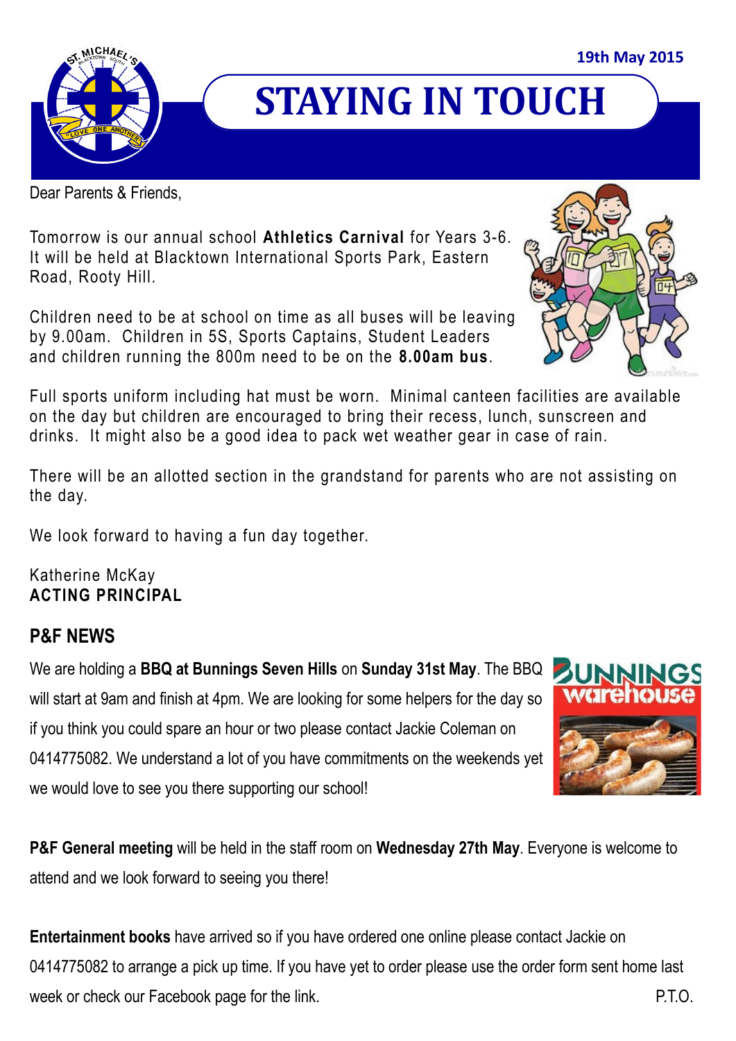19th May 2015

# STAYING IN TOUCH

Dear Parents & Friends,

Tomorrow is our annual school **Athletics Carnival** for Years 3-6. It will be held at Blacktown International Sports Park, Eastern Road, Rooty Hill.

Children need to be at school on time as all buses will be leaving by 9.00am. Children in 5S, Sports Captains, Student Leaders and children running the 800m need to be on the **8.00am bus**.

Full sports uniform including hat must be worn. Minimal canteen facilities are available on the day but children are encouraged to bring their recess, lunch, sunscreen and drinks. It might also be a good idea to pack wet weather gear in case of rain.

There will be an allotted section in the grandstand for parents who are not assisting on the day.

We look forward to having a fun day together.

Katherine McKay
**ACTING PRINCIPAL**

## P&F NEWS

We are holding a **BBQ at Bunnings Seven Hills** on **Sunday 31st May**. The BBQ will start at 9am and finish at 4pm. We are looking for some helpers for the day so if you think you could spare an hour or two please contact Jackie Coleman on 0414775082. We understand a lot of you have commitments on the weekends yet we would love to see you there supporting our school!

**P&F General meeting** will be held in the staff room on **Wednesday 27th May**. Everyone is welcome to attend and we look forward to seeing you there!

**Entertainment books** have arrived so if you have ordered one online please contact Jackie on 0414775082 to arrange a pick up time. If you have yet to order please use the order form sent home last week or check our Facebook page for the link.

P.T.O.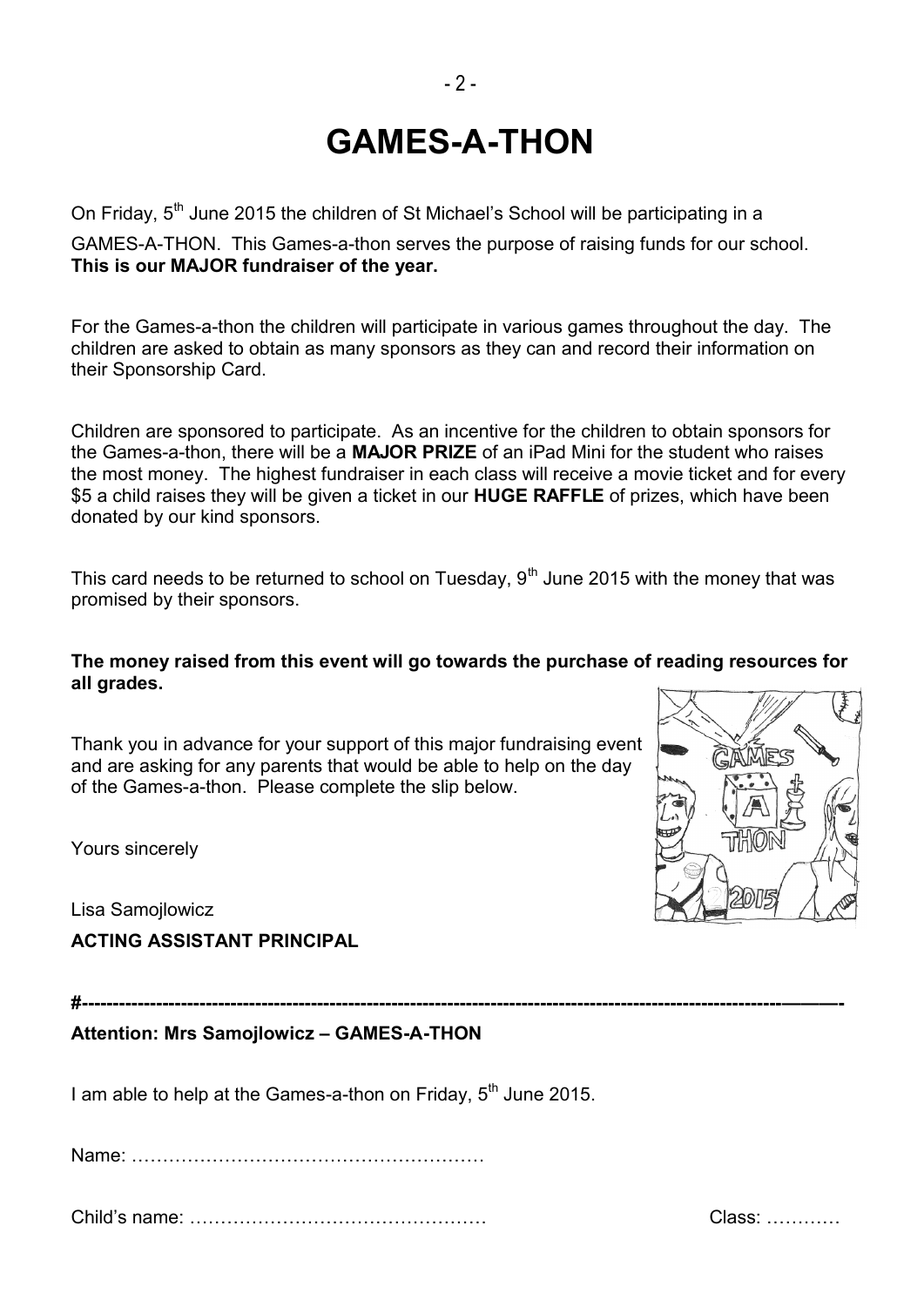# GAMES-A-THON

On Friday, 5th June 2015 the children of St Michael's School will be participating in a GAMES-A-THON. This Games-a-thon serves the purpose of raising funds for our school. **This is our MAJOR fundraiser of the year.**

For the Games-a-thon the children will participate in various games throughout the day. The children are asked to obtain as many sponsors as they can and record their information on their Sponsorship Card.

Children are sponsored to participate. As an incentive for the children to obtain sponsors for the Games-a-thon, there will be a **MAJOR PRIZE** of an iPad Mini for the student who raises the most money. The highest fundraiser in each class will receive a movie ticket and for every $5 a child raises they will be given a ticket in our **HUGE RAFFLE** of prizes, which have been donated by our kind sponsors.

This card needs to be returned to school on Tuesday, 9th June 2015 with the money that was promised by their sponsors.

**The money raised from this event will go towards the purchase of reading resources for all grades.**

Thank you in advance for your support of this major fundraising event and are asking for any parents that would be able to help on the day of the Games-a-thon. Please complete the slip below.

Yours sincerely

Lisa Samojlowicz

**ACTING ASSISTANT PRINCIPAL**

---

**Attention: Mrs Samojlowicz – GAMES-A-THON**

I am able to help at the Games-a-thon on Friday, 5th June 2015.

Name: ………………………………………………

Child's name: …………………………………………   Class: …………